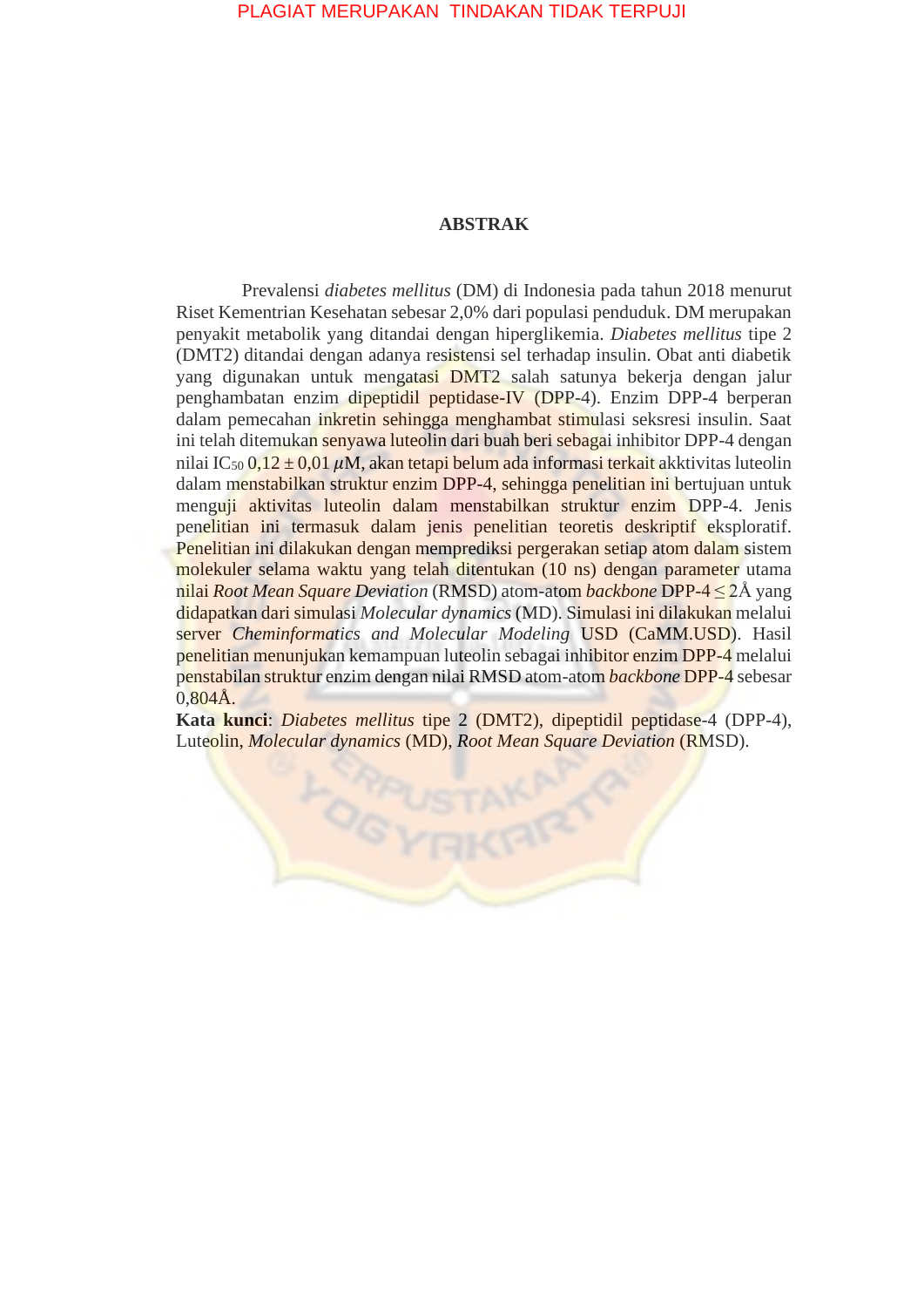# ABSTRAK

Prevalensi *diabetes mellitus* (DM) di Indonesia pada tahun 2018 menurut Riset Kementrian Kesehatan sebesar 2,0% dari populasi penduduk. DM merupakan penyakit metabolik yang ditandai dengan hiperglikemia. *Diabetes mellitus* tipe 2 (DMT2) ditandai dengan adanya resistensi sel terhadap insulin. Obat anti diabetik yang digunakan untuk mengatasi DMT2 salah satunya bekerja dengan jalur penghambatan enzim dipeptidil peptidase-IV (DPP-4). Enzim DPP-4 berperan dalam pemecahan inkretin sehingga menghambat stimulasi seksresi insulin. Saat ini telah ditemukan senyawa luteolin dari buah beri sebagai inhibitor DPP-4 dengan nilai $IC_{50}$ 0,12 ± 0,01 $\mu$M, akan tetapi belum ada informasi terkait akktivitas luteolin dalam menstabilkan struktur enzim DPP-4, sehingga penelitian ini bertujuan untuk menguji aktivitas luteolin dalam menstabilkan struktur enzim DPP-4. Jenis penelitian ini termasuk dalam jenis penelitian teoretis deskriptif eksploratif. Penelitian ini dilakukan dengan memprediksi pergerakan setiap atom dalam sistem molekuler selama waktu yang telah ditentukan (10 ns) dengan parameter utama nilai *Root Mean Square Deviation* (RMSD) atom-atom *backbone* DPP-4 ≤ 2Å yang didapatkan dari simulasi *Molecular dynamics* (MD). Simulasi ini dilakukan melalui server *Cheminformatics and Molecular Modeling* USD (CaMM.USD). Hasil penelitian menunjukan kemampuan luteolin sebagai inhibitor enzim DPP-4 melalui penstabilan struktur enzim dengan nilai RMSD atom-atom *backbone* DPP-4 sebesar 0,804Å.

**Kata kunci**: *Diabetes mellitus* tipe 2 (DMT2), dipeptidil peptidase-4 (DPP-4), Luteolin, *Molecular dynamics* (MD), *Root Mean Square Deviation* (RMSD).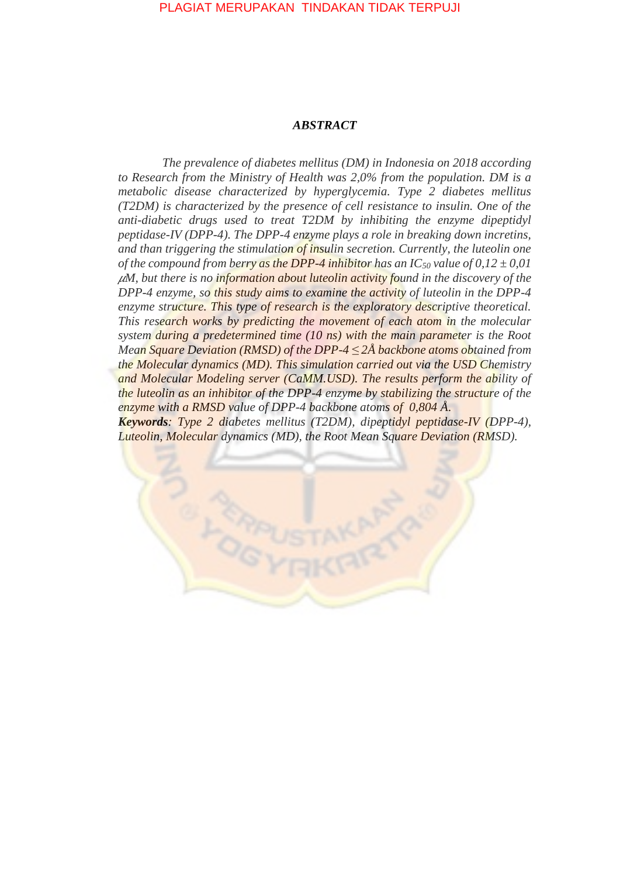## *ABSTRACT*

*The prevalence of diabetes mellitus (DM) in Indonesia on 2018 according to Research from the Ministry of Health was 2,0% from the population. DM is a metabolic disease characterized by hyperglycemia. Type 2 diabetes mellitus (T2DM) is characterized by the presence of cell resistance to insulin. One of the anti-diabetic drugs used to treat T2DM by inhibiting the enzyme dipeptidyl peptidase-IV (DPP-4). The DPP-4 enzyme plays a role in breaking down incretins, and than triggering the stimulation of insulin secretion. Currently, the luteolin one of the compound from berry as the DPP-4 inhibitor has an $IC_{50}$ value of $0,12 \pm 0,01$ $\mu M$, but there is no information about luteolin activity found in the discovery of the DPP-4 enzyme, so this study aims to examine the activity of luteolin in the DPP-4 enzyme structure. This type of research is the exploratory descriptive theoretical. This research works by predicting the movement of each atom in the molecular system during a predetermined time (10 ns) with the main parameter is the Root Mean Square Deviation (RMSD) of the DPP-4 $\leq$ 2Å backbone atoms obtained from the Molecular dynamics (MD). This simulation carried out via the USD Chemistry and Molecular Modeling server (CaMM.USD). The results perform the ability of the luteolin as an inhibitor of the DPP-4 enzyme by stabilizing the structure of the enzyme with a RMSD value of DPP-4 backbone atoms of 0,804 Å.*

***Keywords**: Type 2 diabetes mellitus (T2DM), dipeptidyl peptidase-IV (DPP-4), Luteolin, Molecular dynamics (MD), the Root Mean Square Deviation (RMSD).*